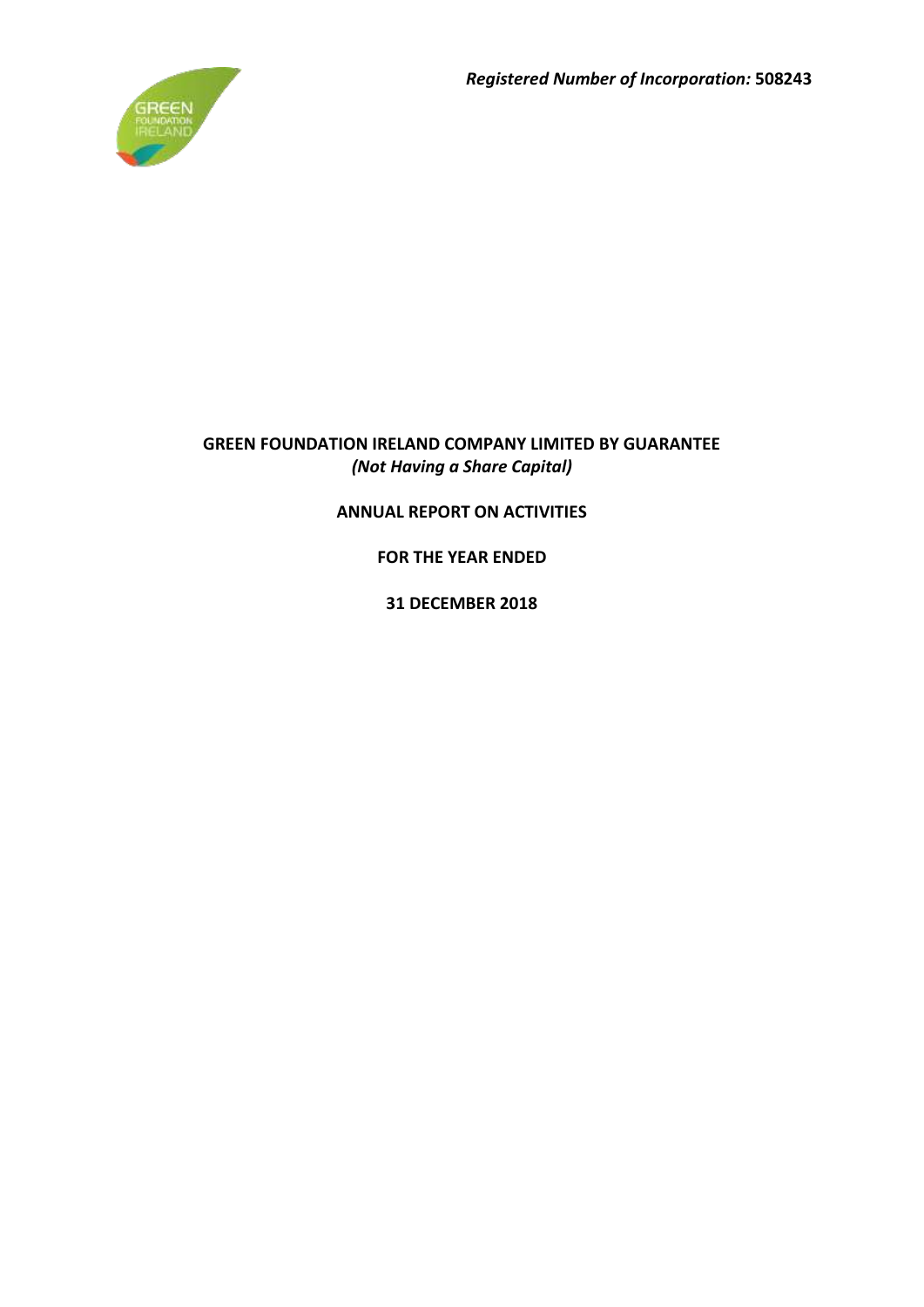***Registered Number of Incorporation:*** **508243**

# GREEN FOUNDATION IRELAND COMPANY LIMITED BY GUARANTEE

*(Not Having a Share Capital)*

## ANNUAL REPORT ON ACTIVITIES

## FOR THE YEAR ENDED

## 31 DECEMBER 2018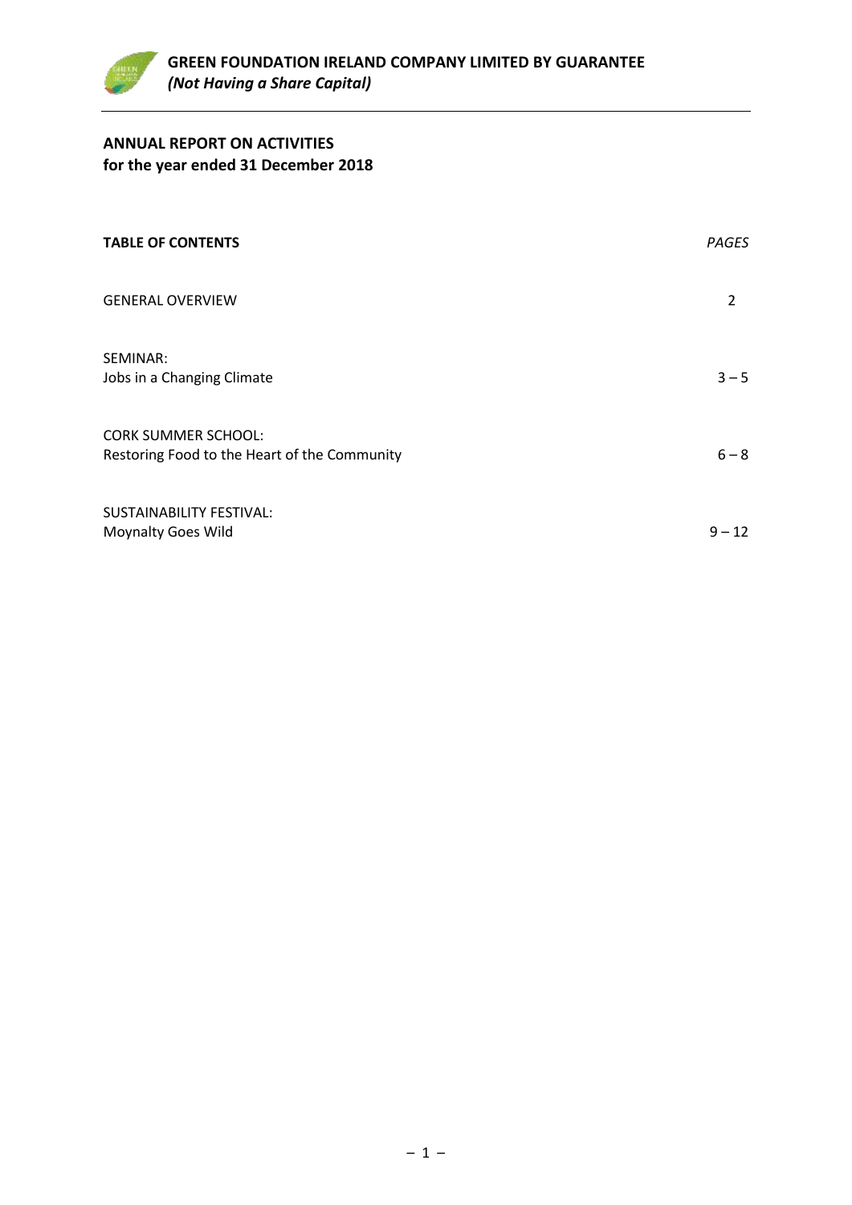**GREEN FOUNDATION IRELAND COMPANY LIMITED BY GUARANTEE**
***(Not Having a Share Capital)***

## ANNUAL REPORT ON ACTIVITIES
**for the year ended 31 December 2018**

| **TABLE OF CONTENTS** | *PAGES* |
|---|---|
| GENERAL OVERVIEW | 2 |
| SEMINAR:<br>Jobs in a Changing Climate | 3 – 5 |
| CORK SUMMER SCHOOL:<br>Restoring Food to the Heart of the Community | 6 – 8 |
| SUSTAINABILITY FESTIVAL:<br>Moynalty Goes Wild | 9 – 12 |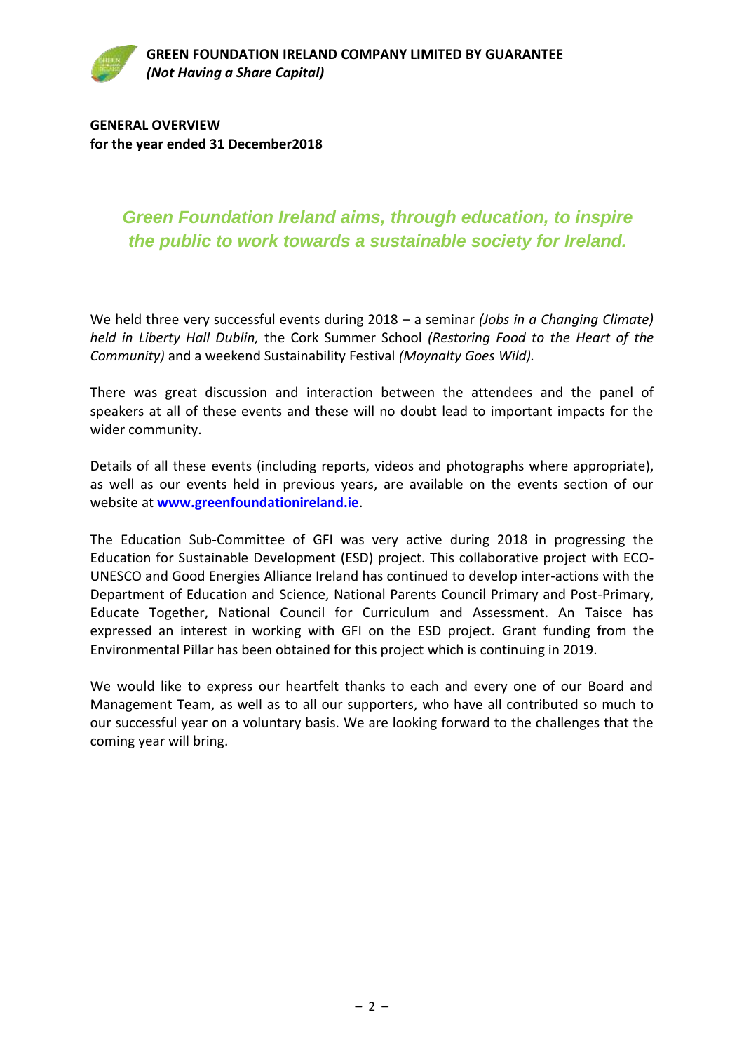**GENERAL OVERVIEW**
**for the year ended 31 December2018**

## *Green Foundation Ireland aims, through education, to inspire the public to work towards a sustainable society for Ireland.*

We held three very successful events during 2018 – a seminar *(Jobs in a Changing Climate) held in Liberty Hall Dublin,* the Cork Summer School *(Restoring Food to the Heart of the Community)* and a weekend Sustainability Festival *(Moynalty Goes Wild).*

There was great discussion and interaction between the attendees and the panel of speakers at all of these events and these will no doubt lead to important impacts for the wider community.

Details of all these events (including reports, videos and photographs where appropriate), as well as our events held in previous years, are available on the events section of our website at **www.greenfoundationireland.ie**.

The Education Sub-Committee of GFI was very active during 2018 in progressing the Education for Sustainable Development (ESD) project. This collaborative project with ECO-UNESCO and Good Energies Alliance Ireland has continued to develop inter-actions with the Department of Education and Science, National Parents Council Primary and Post-Primary, Educate Together, National Council for Curriculum and Assessment. An Taisce has expressed an interest in working with GFI on the ESD project. Grant funding from the Environmental Pillar has been obtained for this project which is continuing in 2019.

We would like to express our heartfelt thanks to each and every one of our Board and Management Team, as well as to all our supporters, who have all contributed so much to our successful year on a voluntary basis. We are looking forward to the challenges that the coming year will bring.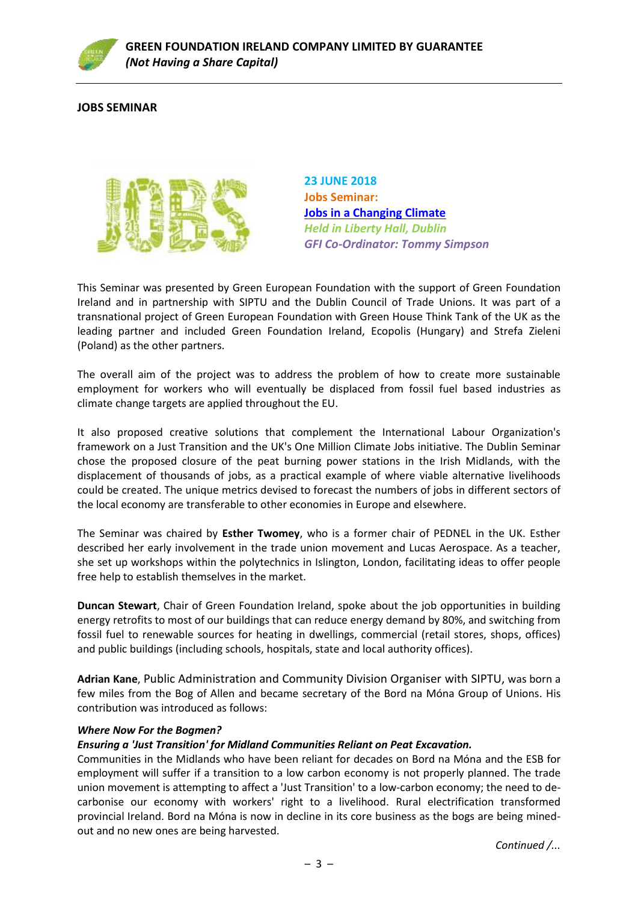## JOBS SEMINAR

**23 JUNE 2018**
**Jobs Seminar:**
**[Jobs in a Changing Climate]()**
*Held in Liberty Hall, Dublin*
*GFI Co-Ordinator: Tommy Simpson*

This Seminar was presented by Green European Foundation with the support of Green Foundation Ireland and in partnership with SIPTU and the Dublin Council of Trade Unions. It was part of a transnational project of Green European Foundation with Green House Think Tank of the UK as the leading partner and included Green Foundation Ireland, Ecopolis (Hungary) and Strefa Zieleni (Poland) as the other partners.

The overall aim of the project was to address the problem of how to create more sustainable employment for workers who will eventually be displaced from fossil fuel based industries as climate change targets are applied throughout the EU.

It also proposed creative solutions that complement the International Labour Organization's framework on a Just Transition and the UK's One Million Climate Jobs initiative. The Dublin Seminar chose the proposed closure of the peat burning power stations in the Irish Midlands, with the displacement of thousands of jobs, as a practical example of where viable alternative livelihoods could be created. The unique metrics devised to forecast the numbers of jobs in different sectors of the local economy are transferable to other economies in Europe and elsewhere.

The Seminar was chaired by **Esther Twomey**, who is a former chair of PEDNEL in the UK. Esther described her early involvement in the trade union movement and Lucas Aerospace. As a teacher, she set up workshops within the polytechnics in Islington, London, facilitating ideas to offer people free help to establish themselves in the market.

**Duncan Stewart**, Chair of Green Foundation Ireland, spoke about the job opportunities in building energy retrofits to most of our buildings that can reduce energy demand by 80%, and switching from fossil fuel to renewable sources for heating in dwellings, commercial (retail stores, shops, offices) and public buildings (including schools, hospitals, state and local authority offices).

**Adrian Kane**, Public Administration and Community Division Organiser with SIPTU, was born a few miles from the Bog of Allen and became secretary of the Bord na Móna Group of Unions. His contribution was introduced as follows:

***Where Now For the Bogmen?***
***Ensuring a 'Just Transition' for Midland Communities Reliant on Peat Excavation.***
Communities in the Midlands who have been reliant for decades on Bord na Móna and the ESB for employment will suffer if a transition to a low carbon economy is not properly planned. The trade union movement is attempting to affect a 'Just Transition' to a low-carbon economy; the need to de-carbonise our economy with workers' right to a livelihood. Rural electrification transformed provincial Ireland. Bord na Móna is now in decline in its core business as the bogs are being mined-out and no new ones are being harvested.

*Continued /...*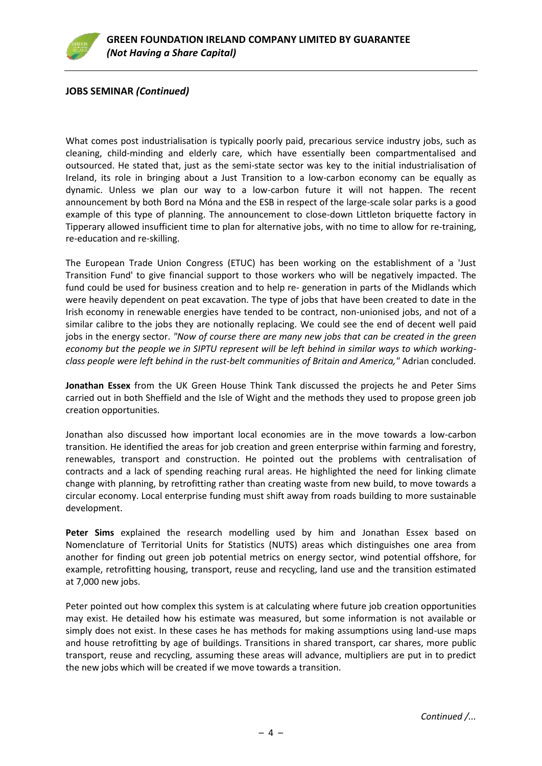**JOBS SEMINAR *(Continued)***

What comes post industrialisation is typically poorly paid, precarious service industry jobs, such as cleaning, child-minding and elderly care, which have essentially been compartmentalised and outsourced. He stated that, just as the semi-state sector was key to the initial industrialisation of Ireland, its role in bringing about a Just Transition to a low-carbon economy can be equally as dynamic. Unless we plan our way to a low-carbon future it will not happen. The recent announcement by both Bord na Móna and the ESB in respect of the large-scale solar parks is a good example of this type of planning. The announcement to close-down Littleton briquette factory in Tipperary allowed insufficient time to plan for alternative jobs, with no time to allow for re-training, re-education and re-skilling.

The European Trade Union Congress (ETUC) has been working on the establishment of a 'Just Transition Fund' to give financial support to those workers who will be negatively impacted. The fund could be used for business creation and to help re- generation in parts of the Midlands which were heavily dependent on peat excavation. The type of jobs that have been created to date in the Irish economy in renewable energies have tended to be contract, non-unionised jobs, and not of a similar calibre to the jobs they are notionally replacing. We could see the end of decent well paid jobs in the energy sector. *"Now of course there are many new jobs that can be created in the green economy but the people we in SIPTU represent will be left behind in similar ways to which working-class people were left behind in the rust-belt communities of Britain and America,"* Adrian concluded.

**Jonathan Essex** from the UK Green House Think Tank discussed the projects he and Peter Sims carried out in both Sheffield and the Isle of Wight and the methods they used to propose green job creation opportunities.

Jonathan also discussed how important local economies are in the move towards a low-carbon transition. He identified the areas for job creation and green enterprise within farming and forestry, renewables, transport and construction. He pointed out the problems with centralisation of contracts and a lack of spending reaching rural areas. He highlighted the need for linking climate change with planning, by retrofitting rather than creating waste from new build, to move towards a circular economy. Local enterprise funding must shift away from roads building to more sustainable development.

**Peter Sims** explained the research modelling used by him and Jonathan Essex based on Nomenclature of Territorial Units for Statistics (NUTS) areas which distinguishes one area from another for finding out green job potential metrics on energy sector, wind potential offshore, for example, retrofitting housing, transport, reuse and recycling, land use and the transition estimated at 7,000 new jobs.

Peter pointed out how complex this system is at calculating where future job creation opportunities may exist. He detailed how his estimate was measured, but some information is not available or simply does not exist. In these cases he has methods for making assumptions using land-use maps and house retrofitting by age of buildings. Transitions in shared transport, car shares, more public transport, reuse and recycling, assuming these areas will advance, multipliers are put in to predict the new jobs which will be created if we move towards a transition.

*Continued /...*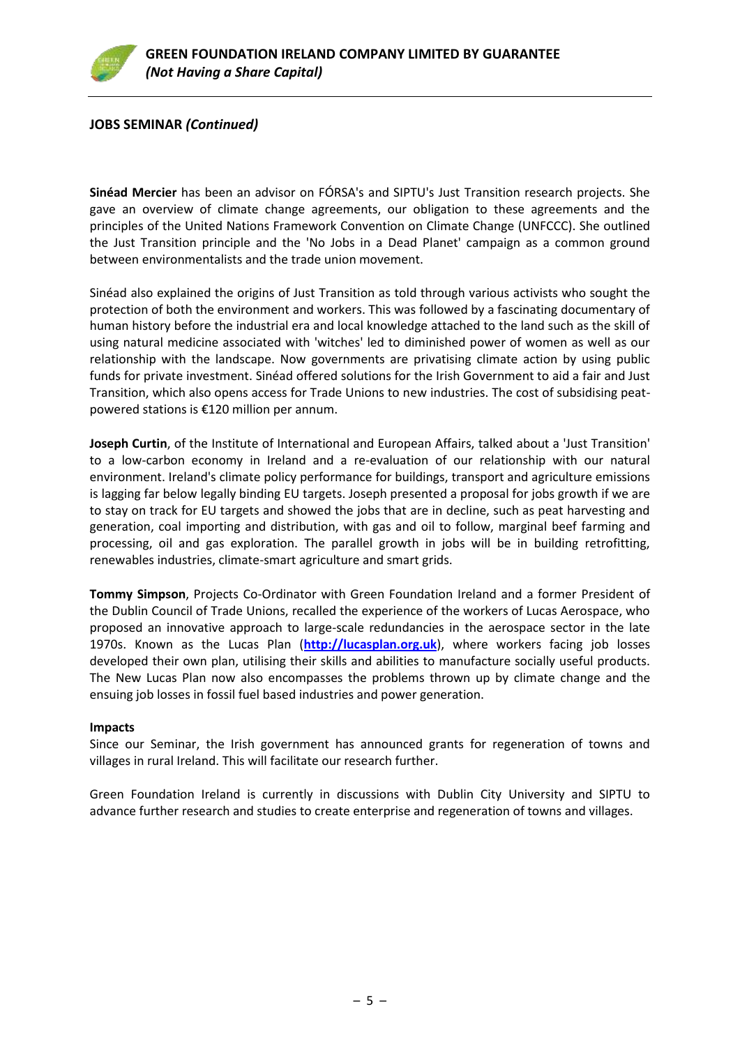## JOBS SEMINAR *(Continued)*

**Sinéad Mercier** has been an advisor on FÓRSA's and SIPTU's Just Transition research projects. She gave an overview of climate change agreements, our obligation to these agreements and the principles of the United Nations Framework Convention on Climate Change (UNFCCC). She outlined the Just Transition principle and the 'No Jobs in a Dead Planet' campaign as a common ground between environmentalists and the trade union movement.

Sinéad also explained the origins of Just Transition as told through various activists who sought the protection of both the environment and workers. This was followed by a fascinating documentary of human history before the industrial era and local knowledge attached to the land such as the skill of using natural medicine associated with 'witches' led to diminished power of women as well as our relationship with the landscape. Now governments are privatising climate action by using public funds for private investment. Sinéad offered solutions for the Irish Government to aid a fair and Just Transition, which also opens access for Trade Unions to new industries. The cost of subsidising peat-powered stations is €120 million per annum.

**Joseph Curtin**, of the Institute of International and European Affairs, talked about a 'Just Transition' to a low-carbon economy in Ireland and a re-evaluation of our relationship with our natural environment. Ireland's climate policy performance for buildings, transport and agriculture emissions is lagging far below legally binding EU targets. Joseph presented a proposal for jobs growth if we are to stay on track for EU targets and showed the jobs that are in decline, such as peat harvesting and generation, coal importing and distribution, with gas and oil to follow, marginal beef farming and processing, oil and gas exploration. The parallel growth in jobs will be in building retrofitting, renewables industries, climate-smart agriculture and smart grids.

**Tommy Simpson**, Projects Co-Ordinator with Green Foundation Ireland and a former President of the Dublin Council of Trade Unions, recalled the experience of the workers of Lucas Aerospace, who proposed an innovative approach to large-scale redundancies in the aerospace sector in the late 1970s. Known as the Lucas Plan (**http://lucasplan.org.uk**), where workers facing job losses developed their own plan, utilising their skills and abilities to manufacture socially useful products. The New Lucas Plan now also encompasses the problems thrown up by climate change and the ensuing job losses in fossil fuel based industries and power generation.

**Impacts**

Since our Seminar, the Irish government has announced grants for regeneration of towns and villages in rural Ireland. This will facilitate our research further.

Green Foundation Ireland is currently in discussions with Dublin City University and SIPTU to advance further research and studies to create enterprise and regeneration of towns and villages.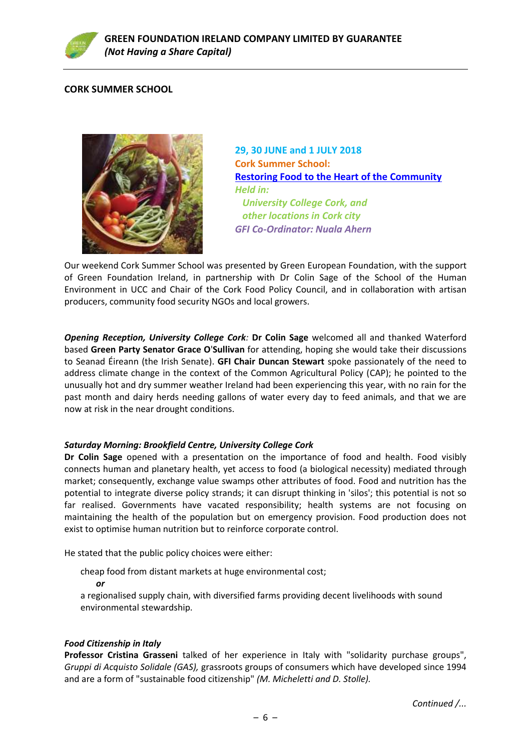## CORK SUMMER SCHOOL

**29, 30 JUNE and 1 JULY 2018**
**Cork Summer School:**
**Restoring Food to the Heart of the Community**
*Held in:*
*University College Cork, and*
*other locations in Cork city*
*GFI Co-Ordinator: Nuala Ahern*

Our weekend Cork Summer School was presented by Green European Foundation, with the support of Green Foundation Ireland, in partnership with Dr Colin Sage of the School of the Human Environment in UCC and Chair of the Cork Food Policy Council, and in collaboration with artisan producers, community food security NGOs and local growers.

***Opening Reception, University College Cork:*** **Dr Colin Sage** welcomed all and thanked Waterford based **Green Party Senator Grace O'Sullivan** for attending, hoping she would take their discussions to Seanad Éireann (the Irish Senate). **GFI Chair Duncan Stewart** spoke passionately of the need to address climate change in the context of the Common Agricultural Policy (CAP); he pointed to the unusually hot and dry summer weather Ireland had been experiencing this year, with no rain for the past month and dairy herds needing gallons of water every day to feed animals, and that we are now at risk in the near drought conditions.

***Saturday Morning: Brookfield Centre, University College Cork***

**Dr Colin Sage** opened with a presentation on the importance of food and health. Food visibly connects human and planetary health, yet access to food (a biological necessity) mediated through market; consequently, exchange value swamps other attributes of food. Food and nutrition has the potential to integrate diverse policy strands; it can disrupt thinking in 'silos'; this potential is not so far realised. Governments have vacated responsibility; health systems are not focusing on maintaining the health of the population but on emergency provision. Food production does not exist to optimise human nutrition but to reinforce corporate control.

He stated that the public policy choices were either:

cheap food from distant markets at huge environmental cost;

***or***

a regionalised supply chain, with diversified farms providing decent livelihoods with sound environmental stewardship.

***Food Citizenship in Italy***

**Professor Cristina Grasseni** talked of her experience in Italy with "solidarity purchase groups", *Gruppi di Acquisto Solidale (GAS),* grassroots groups of consumers which have developed since 1994 and are a form of "sustainable food citizenship" *(M. Micheletti and D. Stolle).*

*Continued /...*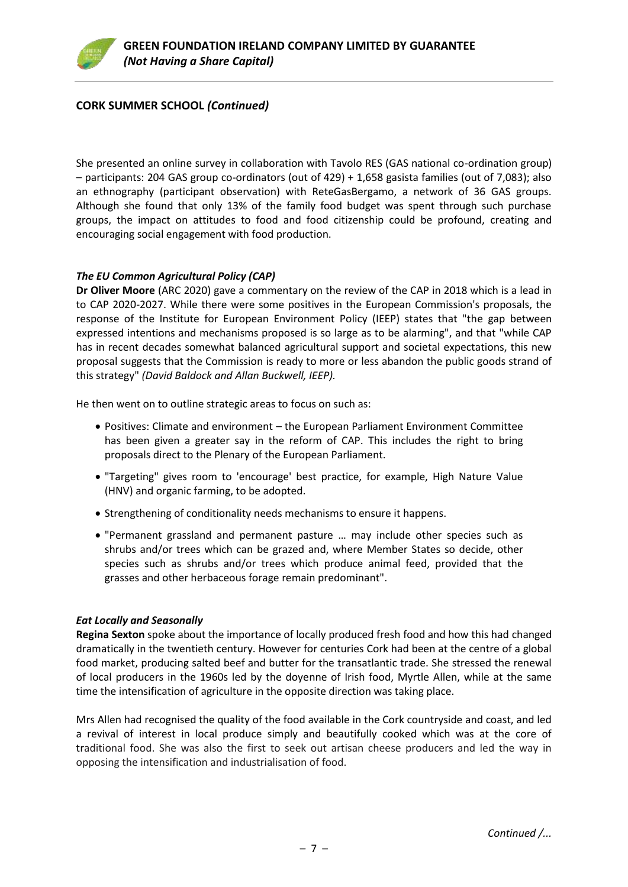## CORK SUMMER SCHOOL *(Continued)*

She presented an online survey in collaboration with Tavolo RES (GAS national co-ordination group) – participants: 204 GAS group co-ordinators (out of 429) + 1,658 gasista families (out of 7,083); also an ethnography (participant observation) with ReteGasBergamo, a network of 36 GAS groups. Although she found that only 13% of the family food budget was spent through such purchase groups, the impact on attitudes to food and food citizenship could be profound, creating and encouraging social engagement with food production.

### *The EU Common Agricultural Policy (CAP)*

**Dr Oliver Moore** (ARC 2020) gave a commentary on the review of the CAP in 2018 which is a lead in to CAP 2020-2027. While there were some positives in the European Commission's proposals, the response of the Institute for European Environment Policy (IEEP) states that "the gap between expressed intentions and mechanisms proposed is so large as to be alarming", and that "while CAP has in recent decades somewhat balanced agricultural support and societal expectations, this new proposal suggests that the Commission is ready to more or less abandon the public goods strand of this strategy" *(David Baldock and Allan Buckwell, IEEP).*

He then went on to outline strategic areas to focus on such as:

- Positives: Climate and environment – the European Parliament Environment Committee has been given a greater say in the reform of CAP. This includes the right to bring proposals direct to the Plenary of the European Parliament.
- "Targeting" gives room to 'encourage' best practice, for example, High Nature Value (HNV) and organic farming, to be adopted.
- Strengthening of conditionality needs mechanisms to ensure it happens.
- "Permanent grassland and permanent pasture … may include other species such as shrubs and/or trees which can be grazed and, where Member States so decide, other species such as shrubs and/or trees which produce animal feed, provided that the grasses and other herbaceous forage remain predominant".

### *Eat Locally and Seasonally*

**Regina Sexton** spoke about the importance of locally produced fresh food and how this had changed dramatically in the twentieth century. However for centuries Cork had been at the centre of a global food market, producing salted beef and butter for the transatlantic trade. She stressed the renewal of local producers in the 1960s led by the doyenne of Irish food, Myrtle Allen, while at the same time the intensification of agriculture in the opposite direction was taking place.

Mrs Allen had recognised the quality of the food available in the Cork countryside and coast, and led a revival of interest in local produce simply and beautifully cooked which was at the core of traditional food. She was also the first to seek out artisan cheese producers and led the way in opposing the intensification and industrialisation of food.

*Continued /...*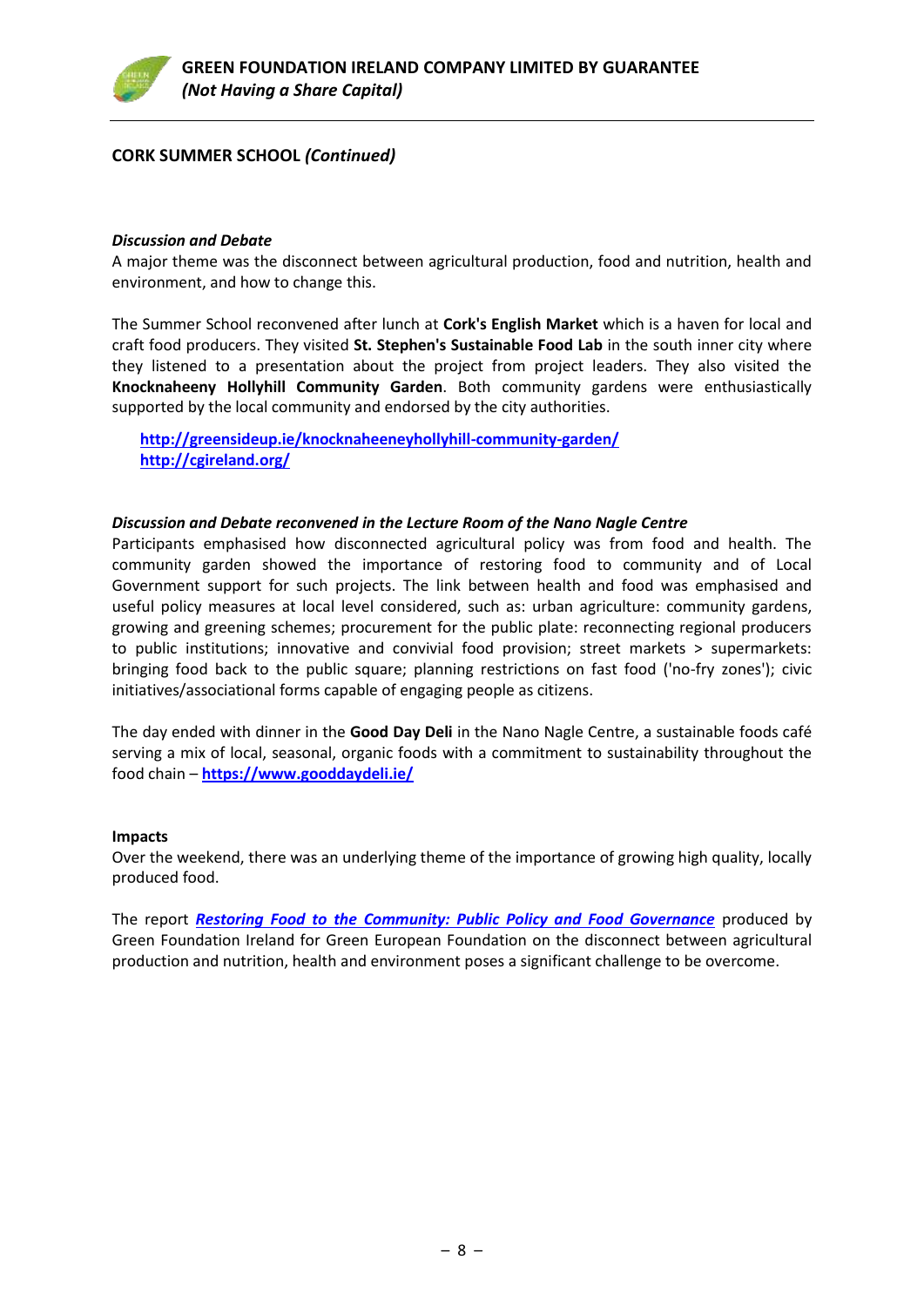## CORK SUMMER SCHOOL *(Continued)*

***Discussion and Debate***

A major theme was the disconnect between agricultural production, food and nutrition, health and environment, and how to change this.

The Summer School reconvened after lunch at **Cork's English Market** which is a haven for local and craft food producers. They visited **St. Stephen's Sustainable Food Lab** in the south inner city where they listened to a presentation about the project from project leaders. They also visited the **Knocknaheeny Hollyhill Community Garden**. Both community gardens were enthusiastically supported by the local community and endorsed by the city authorities.

**http://greensideup.ie/knocknaheeneyhollyhill-community-garden/**
**http://cgireland.org/**

***Discussion and Debate reconvened in the Lecture Room of the Nano Nagle Centre***

Participants emphasised how disconnected agricultural policy was from food and health. The community garden showed the importance of restoring food to community and of Local Government support for such projects. The link between health and food was emphasised and useful policy measures at local level considered, such as: urban agriculture: community gardens, growing and greening schemes; procurement for the public plate: reconnecting regional producers to public institutions; innovative and convivial food provision; street markets > supermarkets: bringing food back to the public square; planning restrictions on fast food ('no-fry zones'); civic initiatives/associational forms capable of engaging people as citizens.

The day ended with dinner in the **Good Day Deli** in the Nano Nagle Centre, a sustainable foods café serving a mix of local, seasonal, organic foods with a commitment to sustainability throughout the food chain – **https://www.gooddaydeli.ie/**

**Impacts**

Over the weekend, there was an underlying theme of the importance of growing high quality, locally produced food.

The report ***Restoring Food to the Community: Public Policy and Food Governance*** produced by Green Foundation Ireland for Green European Foundation on the disconnect between agricultural production and nutrition, health and environment poses a significant challenge to be overcome.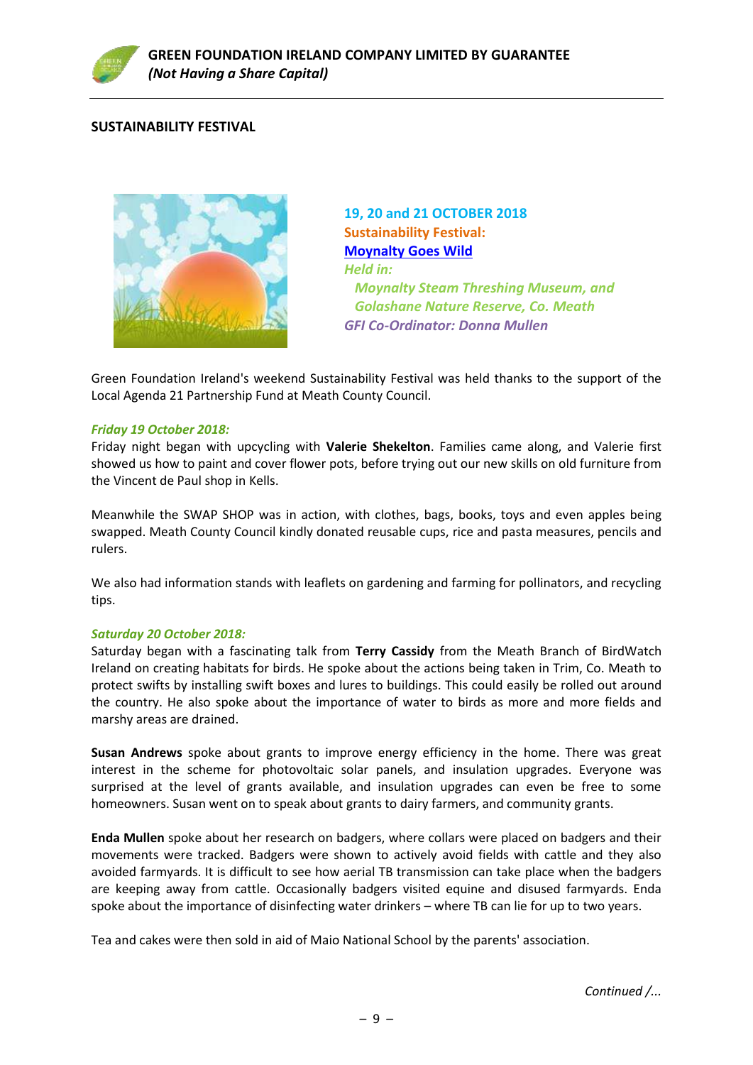## SUSTAINABILITY FESTIVAL

**19, 20 and 21 OCTOBER 2018**
**Sustainability Festival:**
**Moynalty Goes Wild**
*Held in:*
*Moynalty Steam Threshing Museum, and*
*Golashane Nature Reserve, Co. Meath*
*GFI Co-Ordinator: Donna Mullen*

Green Foundation Ireland's weekend Sustainability Festival was held thanks to the support of the Local Agenda 21 Partnership Fund at Meath County Council.

***Friday 19 October 2018:***
Friday night began with upcycling with **Valerie Shekelton**. Families came along, and Valerie first showed us how to paint and cover flower pots, before trying out our new skills on old furniture from the Vincent de Paul shop in Kells.

Meanwhile the SWAP SHOP was in action, with clothes, bags, books, toys and even apples being swapped. Meath County Council kindly donated reusable cups, rice and pasta measures, pencils and rulers.

We also had information stands with leaflets on gardening and farming for pollinators, and recycling tips.

***Saturday 20 October 2018:***
Saturday began with a fascinating talk from **Terry Cassidy** from the Meath Branch of BirdWatch Ireland on creating habitats for birds. He spoke about the actions being taken in Trim, Co. Meath to protect swifts by installing swift boxes and lures to buildings. This could easily be rolled out around the country. He also spoke about the importance of water to birds as more and more fields and marshy areas are drained.

**Susan Andrews** spoke about grants to improve energy efficiency in the home. There was great interest in the scheme for photovoltaic solar panels, and insulation upgrades. Everyone was surprised at the level of grants available, and insulation upgrades can even be free to some homeowners. Susan went on to speak about grants to dairy farmers, and community grants.

**Enda Mullen** spoke about her research on badgers, where collars were placed on badgers and their movements were tracked. Badgers were shown to actively avoid fields with cattle and they also avoided farmyards. It is difficult to see how aerial TB transmission can take place when the badgers are keeping away from cattle. Occasionally badgers visited equine and disused farmyards. Enda spoke about the importance of disinfecting water drinkers – where TB can lie for up to two years.

Tea and cakes were then sold in aid of Maio National School by the parents' association.

*Continued /...*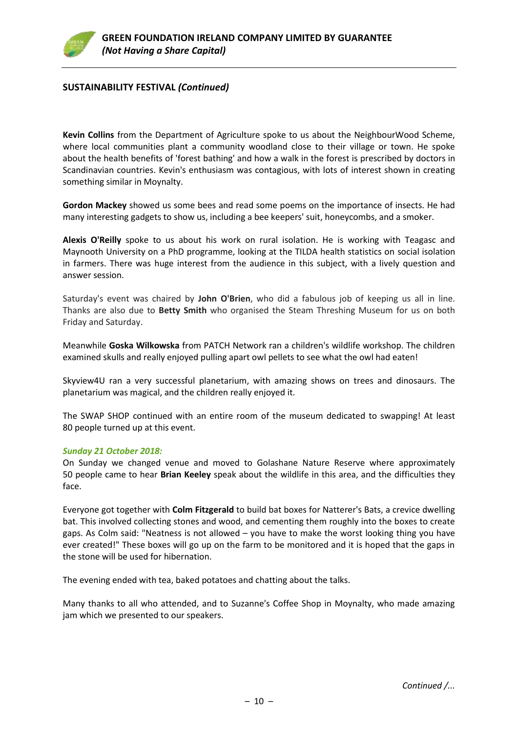## SUSTAINABILITY FESTIVAL *(Continued)*

**Kevin Collins** from the Department of Agriculture spoke to us about the NeighbourWood Scheme, where local communities plant a community woodland close to their village or town. He spoke about the health benefits of 'forest bathing' and how a walk in the forest is prescribed by doctors in Scandinavian countries. Kevin's enthusiasm was contagious, with lots of interest shown in creating something similar in Moynalty.

**Gordon Mackey** showed us some bees and read some poems on the importance of insects. He had many interesting gadgets to show us, including a bee keepers' suit, honeycombs, and a smoker.

**Alexis O'Reilly** spoke to us about his work on rural isolation. He is working with Teagasc and Maynooth University on a PhD programme, looking at the TILDA health statistics on social isolation in farmers. There was huge interest from the audience in this subject, with a lively question and answer session.

Saturday's event was chaired by **John O'Brien**, who did a fabulous job of keeping us all in line. Thanks are also due to **Betty Smith** who organised the Steam Threshing Museum for us on both Friday and Saturday.

Meanwhile **Goska Wilkowska** from PATCH Network ran a children's wildlife workshop. The children examined skulls and really enjoyed pulling apart owl pellets to see what the owl had eaten!

Skyview4U ran a very successful planetarium, with amazing shows on trees and dinosaurs. The planetarium was magical, and the children really enjoyed it.

The SWAP SHOP continued with an entire room of the museum dedicated to swapping! At least 80 people turned up at this event.

***Sunday 21 October 2018:***

On Sunday we changed venue and moved to Golashane Nature Reserve where approximately 50 people came to hear **Brian Keeley** speak about the wildlife in this area, and the difficulties they face.

Everyone got together with **Colm Fitzgerald** to build bat boxes for Natterer's Bats, a crevice dwelling bat. This involved collecting stones and wood, and cementing them roughly into the boxes to create gaps. As Colm said: "Neatness is not allowed – you have to make the worst looking thing you have ever created!" These boxes will go up on the farm to be monitored and it is hoped that the gaps in the stone will be used for hibernation.

The evening ended with tea, baked potatoes and chatting about the talks.

Many thanks to all who attended, and to Suzanne's Coffee Shop in Moynalty, who made amazing jam which we presented to our speakers.

*Continued /...*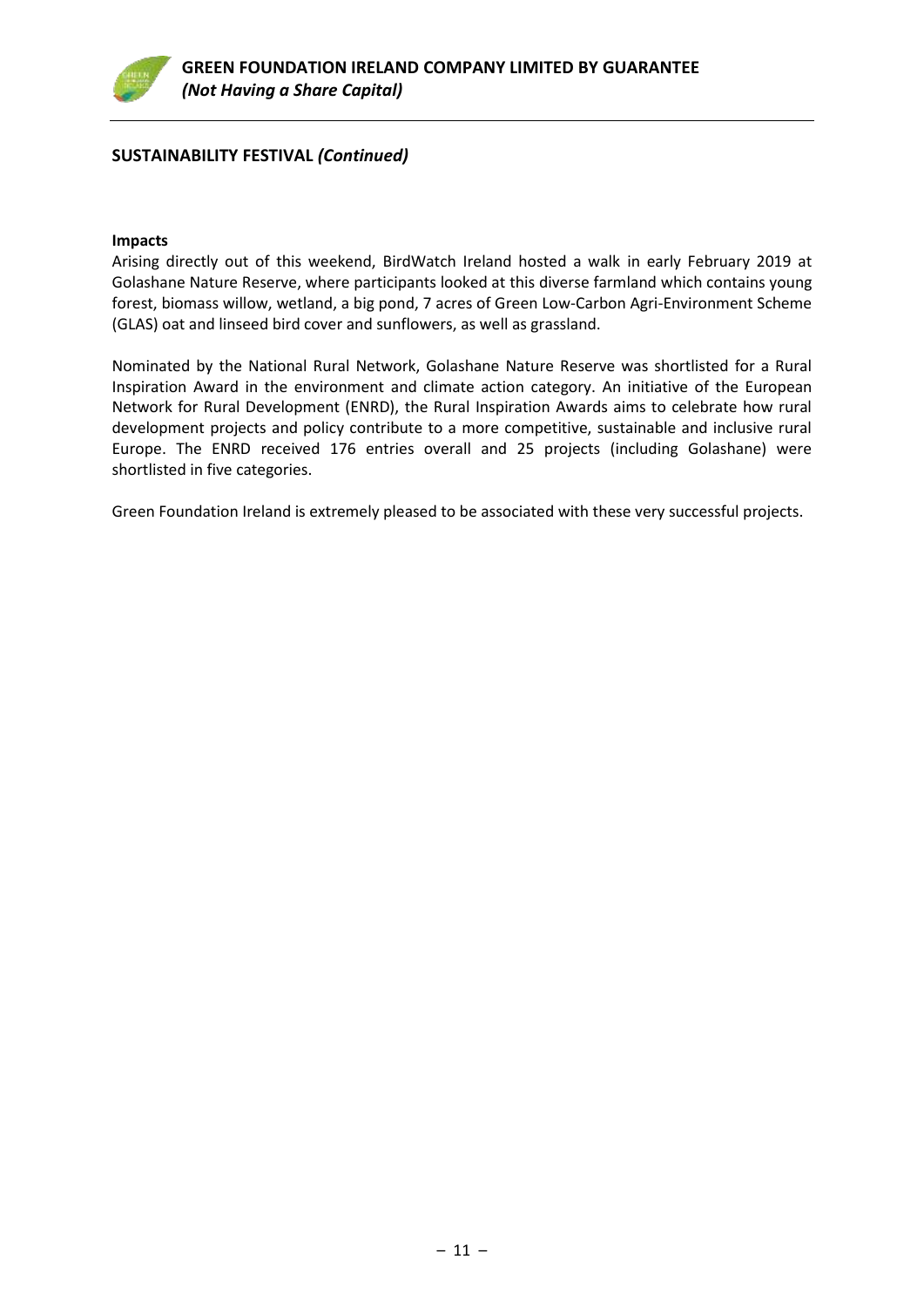## SUSTAINABILITY FESTIVAL *(Continued)*

**Impacts**

Arising directly out of this weekend, BirdWatch Ireland hosted a walk in early February 2019 at Golashane Nature Reserve, where participants looked at this diverse farmland which contains young forest, biomass willow, wetland, a big pond, 7 acres of Green Low-Carbon Agri-Environment Scheme (GLAS) oat and linseed bird cover and sunflowers, as well as grassland.

Nominated by the National Rural Network, Golashane Nature Reserve was shortlisted for a Rural Inspiration Award in the environment and climate action category. An initiative of the European Network for Rural Development (ENRD), the Rural Inspiration Awards aims to celebrate how rural development projects and policy contribute to a more competitive, sustainable and inclusive rural Europe. The ENRD received 176 entries overall and 25 projects (including Golashane) were shortlisted in five categories.

Green Foundation Ireland is extremely pleased to be associated with these very successful projects.